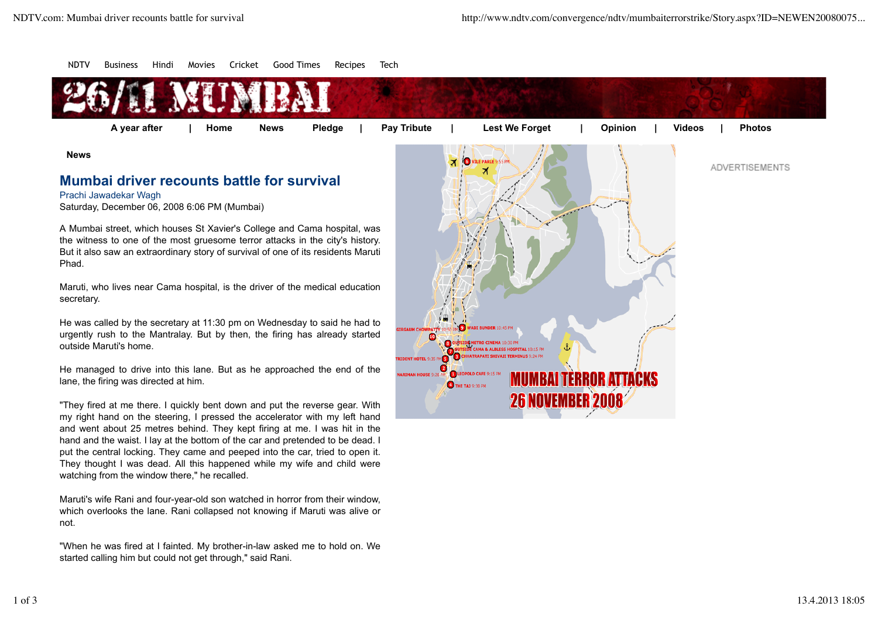NDTV Business Hindi Movies Cricket Good Times Recipes Tech

A year after | Home News Pledge | Pay Tribute | Lest We Forget | Opinion | Videos | Photos

News

# Mumbai driver recounts battle for survival

Prachi Jawadekar Wagh

Saturday, December 06, 2008 6:06 PM (Mumbai)

A Mumbai street, which houses St Xavier's College and Cama hospital, was the witness to one of the most gruesome terror attacks in the city's history. But it also saw an extraordinary story of survival of one of its residents Maruti Phad.

Maruti, who lives near Cama hospital, is the driver of the medical education secretary.

He was called by the secretary at 11:30 pm on Wednesday to said he had to urgently rush to the Mantralay. But by then, the firing has already started outside Maruti's home.

He managed to drive into this lane. But as he approached the end of the lane, the firing was directed at him.

"They fired at me there. I quickly bent down and put the reverse gear. With my right hand on the steering, I pressed the accelerator with my left hand and went about 25 metres behind. They kept firing at me. I was hit in the hand and the waist. I lay at the bottom of the car and pretended to be dead. I put the central locking. They came and peeped into the car, tried to open it. They thought I was dead. All this happened while my wife and child were watching from the window there," he recalled.

Maruti's wife Rani and four-year-old son watched in horror from their window, which overlooks the lane. Rani collapsed not knowing if Maruti was alive or not.

"When he was fired at I fainted. My brother-in-law asked me to hold on. We started calling him but could not get through," said Rani.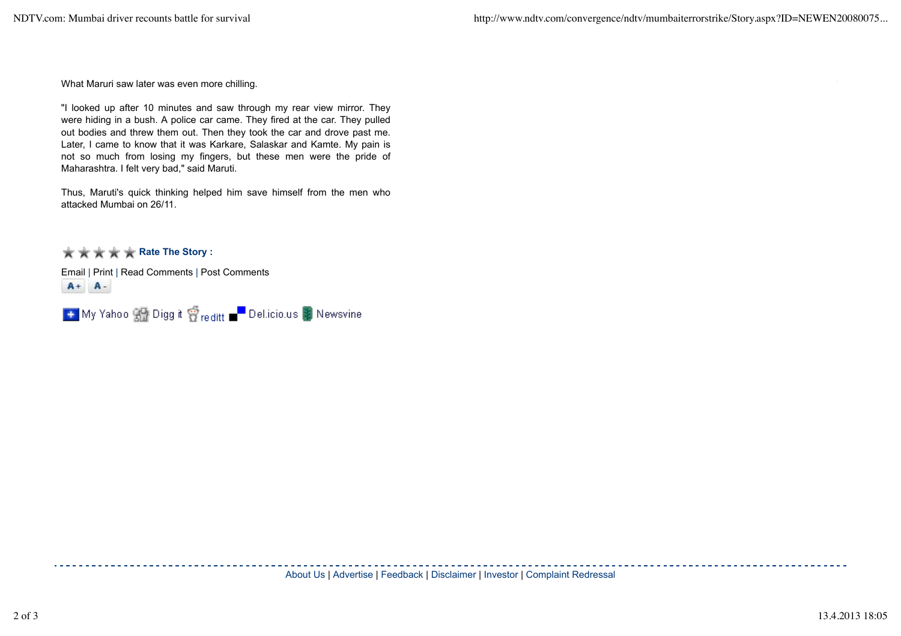What Maruri saw later was even more chilling.

"I looked up after 10 minutes and saw through my rear view mirror. They were hiding in a bush. A police car came. They fired at the car. They pulled out bodies and threw them out. Then they took the car and drove past me. Later, I came to know that it was Karkare, Salaskar and Kamte. My pain is not so much from losing my fingers, but these men were the pride of Maharashtra. I felt very bad," said Maruti.

Thus, Maruti's quick thinking helped him save himself from the men who attacked Mumbai on 26/11.

**Rate The Story :**

Email | Print | Read Comments | Post Comments

A+ A-

My Yahoo Digg it reditt Del.icio.us Newsvine

About Us | Advertise | Feedback | Disclaimer | Investor | Complaint Redressal